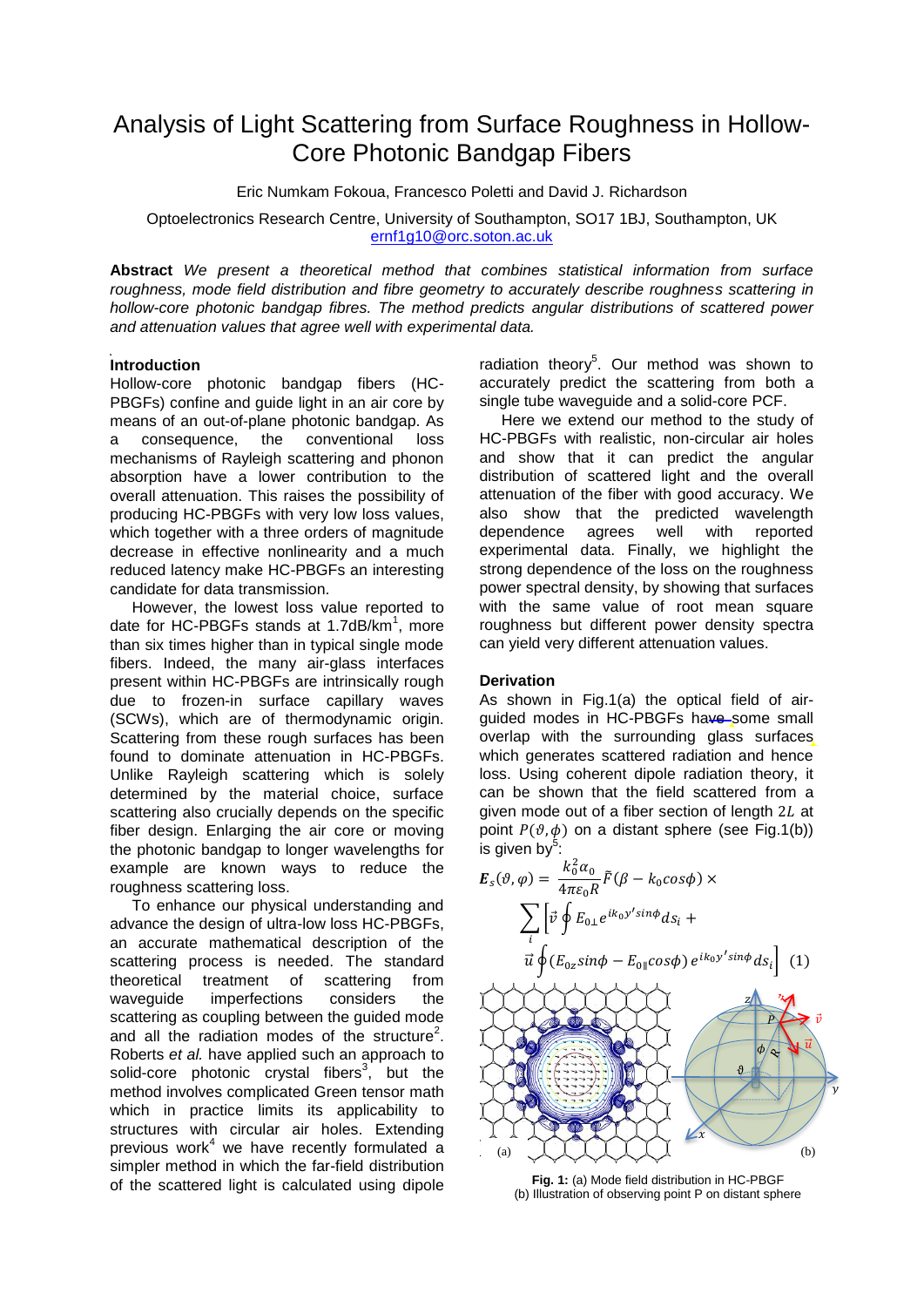# Analysis of Light Scattering from Surface Roughness in Hollow-Core Photonic Bandgap Fibers

Eric Numkam Fokoua, Francesco Poletti and David J. Richardson

Optoelectronics Research Centre, University of Southampton, SO17 1BJ, Southampton, UK
ernf1g10@orc.soton.ac.uk

**Abstract** *We present a theoretical method that combines statistical information from surface roughness, mode field distribution and fibre geometry to accurately describe roughness scattering in hollow-core photonic bandgap fibres. The method predicts angular distributions of scattered power and attenuation values that agree well with experimental data.*

## Introduction

Hollow-core photonic bandgap fibers (HC-PBGFs) confine and guide light in an air core by means of an out-of-plane photonic bandgap. As a consequence, the conventional loss mechanisms of Rayleigh scattering and phonon absorption have a lower contribution to the overall attenuation. This raises the possibility of producing HC-PBGFs with very low loss values, which together with a three orders of magnitude decrease in effective nonlinearity and a much reduced latency make HC-PBGFs an interesting candidate for data transmission.

However, the lowest loss value reported to date for HC-PBGFs stands at 1.7dB/km[1], more than six times higher than in typical single mode fibers. Indeed, the many air-glass interfaces present within HC-PBGFs are intrinsically rough due to frozen-in surface capillary waves (SCWs), which are of thermodynamic origin. Scattering from these rough surfaces has been found to dominate attenuation in HC-PBGFs. Unlike Rayleigh scattering which is solely determined by the material choice, surface scattering also crucially depends on the specific fiber design. Enlarging the air core or moving the photonic bandgap to longer wavelengths for example are known ways to reduce the roughness scattering loss.

To enhance our physical understanding and advance the design of ultra-low loss HC-PBGFs, an accurate mathematical description of the scattering process is needed. The standard theoretical treatment of scattering from waveguide imperfections considers the scattering as coupling between the guided mode and all the radiation modes of the structure[2]. Roberts *et al.* have applied such an approach to solid-core photonic crystal fibers[3], but the method involves complicated Green tensor math which in practice limits its applicability to structures with circular air holes. Extending previous work[4] we have recently formulated a simpler method in which the far-field distribution of the scattered light is calculated using dipole radiation theory[5]. Our method was shown to accurately predict the scattering from both a single tube waveguide and a solid-core PCF.

Here we extend our method to the study of HC-PBGFs with realistic, non-circular air holes and show that it can predict the angular distribution of scattered light and the overall attenuation of the fiber with good accuracy. We also show that the predicted wavelength dependence agrees well with reported experimental data. Finally, we highlight the strong dependence of the loss on the roughness power spectral density, by showing that surfaces with the same value of root mean square roughness but different power density spectra can yield very different attenuation values.

## Derivation

As shown in Fig.1(a) the optical field of air-guided modes in HC-PBGFs have some small overlap with the surrounding glass surfaces which generates scattered radiation and hence loss. Using coherent dipole radiation theory, it can be shown that the field scattered from a given mode out of a fiber section of length $2L$ at point $P(\vartheta,\phi)$ on a distant sphere (see Fig.1(b)) is given by[5]:

$$\boldsymbol{E}_s(\vartheta,\varphi) = \frac{k_0^2\alpha_0}{4\pi\varepsilon_0 R}\tilde{F}(\beta - k_0 cos\phi) \times \sum_i \left[\vec{v}\oint E_{0\perp}e^{ik_0y' sin\phi}ds_i + \vec{u}\oint(E_{0z}sin\phi - E_{0\parallel}cos\phi)\,e^{ik_0y' sin\phi}ds_i\right] \quad (1)$$

**Fig. 1:** (a) Mode field distribution in HC-PBGF (b) Illustration of observing point P on distant sphere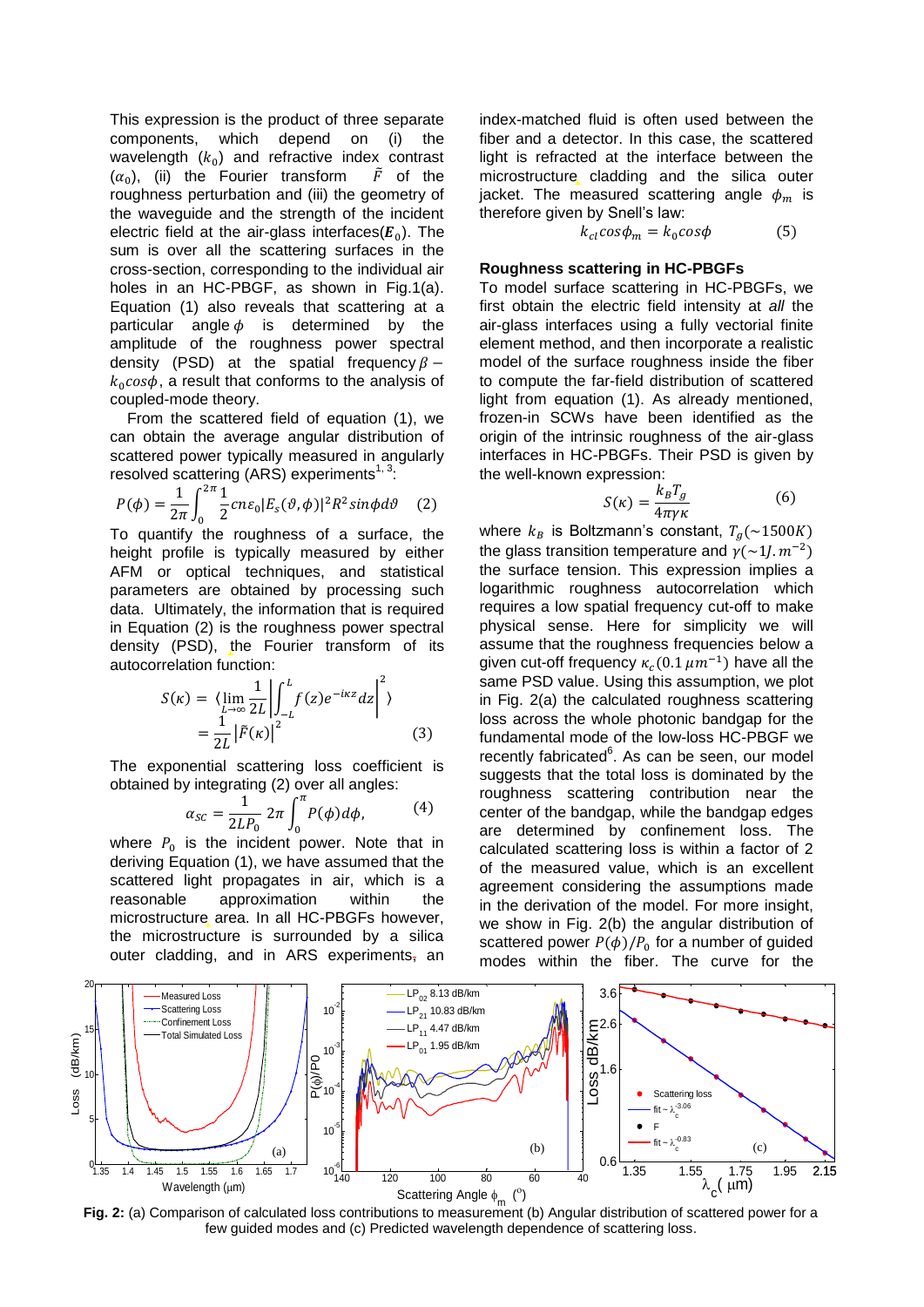This expression is the product of three separate components, which depend on (i) the wavelength ($k_0$) and refractive index contrast ($\alpha_0$), (ii) the Fourier transform $\tilde{F}$ of the roughness perturbation and (iii) the geometry of the waveguide and the strength of the incident electric field at the air-glass interfaces($\boldsymbol{E}_0$). The sum is over all the scattering surfaces in the cross-section, corresponding to the individual air holes in an HC-PBGF, as shown in Fig.1(a). Equation (1) also reveals that scattering at a particular angle $\phi$ is determined by the amplitude of the roughness power spectral density (PSD) at the spatial frequency $\beta - k_0 cos\phi$, a result that conforms to the analysis of coupled-mode theory.

From the scattered field of equation (1), we can obtain the average angular distribution of scattered power typically measured in angularly resolved scattering (ARS) experiments[1, 3]:

$$P(\phi) = \frac{1}{2\pi}\int_0^{2\pi} \frac{1}{2} c n \varepsilon_0 |E_s(\vartheta,\phi)|^2 R^2 sin\phi d\vartheta \quad (2)$$

To quantify the roughness of a surface, the height profile is typically measured by either AFM or optical techniques, and statistical parameters are obtained by processing such data. Ultimately, the information that is required in Equation (2) is the roughness power spectral density (PSD), the Fourier transform of its autocorrelation function:

$$S(\kappa) = \langle \lim_{L\to\infty} \frac{1}{2L} \left| \int_{-L}^{L} f(z) e^{-i\kappa z} dz \right|^2 \rangle = \frac{1}{2L}\left|\tilde{F}(\kappa)\right|^2 \quad (3)$$

The exponential scattering loss coefficient is obtained by integrating (2) over all angles:

$$\alpha_{SC} = \frac{1}{2LP_0}\, 2\pi \int_0^{\pi} P(\phi) d\phi, \quad (4)$$

where $P_0$ is the incident power. Note that in deriving Equation (1), we have assumed that the scattered light propagates in air, which is a reasonable approximation within the microstructure area. In all HC-PBGFs however, the microstructure is surrounded by a silica outer cladding, and in ARS experiments, an index-matched fluid is often used between the fiber and a detector. In this case, the scattered light is refracted at the interface between the microstructure cladding and the silica outer jacket. The measured scattering angle $\phi_m$ is therefore given by Snell's law:

$$k_{cl} cos\phi_m = k_0 cos\phi \quad (5)$$

**Roughness scattering in HC-PBGFs**

To model surface scattering in HC-PBGFs, we first obtain the electric field intensity at *all* the air-glass interfaces using a fully vectorial finite element method, and then incorporate a realistic model of the surface roughness inside the fiber to compute the far-field distribution of scattered light from equation (1). As already mentioned, frozen-in SCWs have been identified as the origin of the intrinsic roughness of the air-glass interfaces in HC-PBGFs. Their PSD is given by the well-known expression:

$$S(\kappa) = \frac{k_B T_g}{4\pi\gamma\kappa} \quad (6)$$

where $k_B$ is Boltzmann's constant, $T_g(\sim 1500K)$ the glass transition temperature and $\gamma(\sim 1J.m^{-2})$ the surface tension. This expression implies a logarithmic roughness autocorrelation which requires a low spatial frequency cut-off to make physical sense. Here for simplicity we will assume that the roughness frequencies below a given cut-off frequency $\kappa_c(0.1\,\mu m^{-1})$ have all the same PSD value. Using this assumption, we plot in Fig. 2(a) the calculated roughness scattering loss across the whole photonic bandgap for the fundamental mode of the low-loss HC-PBGF we recently fabricated[6]. As can be seen, our model suggests that the total loss is dominated by the roughness scattering contribution near the center of the bandgap, while the bandgap edges are determined by confinement loss. The calculated scattering loss is within a factor of 2 of the measured value, which is an excellent agreement considering the assumptions made in the derivation of the model. For more insight, we show in Fig. 2(b) the angular distribution of scattered power $P(\phi)/P_0$ for a number of guided modes within the fiber. The curve for the

**Fig. 2:** (a) Comparison of calculated loss contributions to measurement (b) Angular distribution of scattered power for a few guided modes and (c) Predicted wavelength dependence of scattering loss.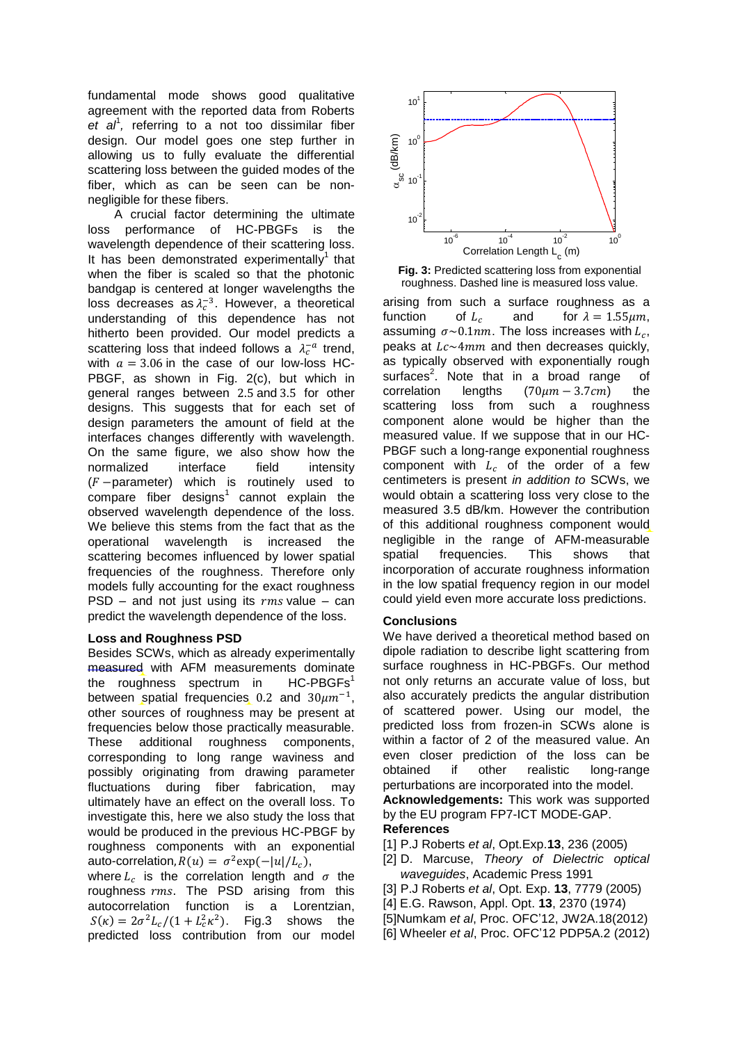fundamental mode shows good qualitative agreement with the reported data from Roberts *et al*[1], referring to a not too dissimilar fiber design. Our model goes one step further in allowing us to fully evaluate the differential scattering loss between the guided modes of the fiber, which as can be seen can be non-negligible for these fibers.

A crucial factor determining the ultimate loss performance of HC-PBGFs is the wavelength dependence of their scattering loss. It has been demonstrated experimentally[1] that when the fiber is scaled so that the photonic bandgap is centered at longer wavelengths the loss decreases as $\lambda_c^{-3}$. However, a theoretical understanding of this dependence has not hitherto been provided. Our model predicts a scattering loss that indeed follows a $\lambda_c^{-a}$ trend, with $a = 3.06$ in the case of our low-loss HC-PBGF, as shown in Fig. 2(c), but which in general ranges between 2.5 and 3.5 for other designs. This suggests that for each set of design parameters the amount of field at the interfaces changes differently with wavelength. On the same figure, we also show how the normalized interface field intensity ($F$ −parameter) which is routinely used to compare fiber designs[1] cannot explain the observed wavelength dependence of the loss. We believe this stems from the fact that as the operational wavelength is increased the scattering becomes influenced by lower spatial frequencies of the roughness. Therefore only models fully accounting for the exact roughness PSD – and not just using its $rms$ value – can predict the wavelength dependence of the loss.

### Loss and Roughness PSD

Besides SCWs, which as already experimentally measured with AFM measurements dominate the roughness spectrum in HC-PBGFs[1] between spatial frequencies 0.2 and $30\mu m^{-1}$, other sources of roughness may be present at frequencies below those practically measurable. These additional roughness components, corresponding to long range waviness and possibly originating from drawing parameter fluctuations during fiber fabrication, may ultimately have an effect on the overall loss. To investigate this, here we also study the loss that would be produced in the previous HC-PBGF by roughness components with an exponential auto-correlation, $R(u) = \sigma^2 \exp(-|u|/L_c)$, where $L_c$ is the correlation length and $\sigma$ the roughness $rms$. The PSD arising from this autocorrelation function is a Lorentzian, $S(\kappa) = 2\sigma^2 L_c/(1 + L_c^2\kappa^2)$. Fig.3 shows the predicted loss contribution from our model arising from such a surface roughness as a function of $L_c$ and for $\lambda = 1.55\mu m$, assuming $\sigma \sim 0.1nm$. The loss increases with $L_c$, peaks at $Lc \sim 4mm$ and then decreases quickly, as typically observed with exponentially rough surfaces[2]. Note that in a broad range of correlation lengths $(70\mu m - 3.7cm)$ the scattering loss from such a roughness component alone would be higher than the measured value. If we suppose that in our HC-PBGF such a long-range exponential roughness component with $L_c$ of the order of a few centimeters is present *in addition to* SCWs, we would obtain a scattering loss very close to the measured 3.5 dB/km. However the contribution of this additional roughness component would negligible in the range of AFM-measurable spatial frequencies. This shows that incorporation of accurate roughness information in the low spatial frequency region in our model could yield even more accurate loss predictions.

$10^{1}$
$10^{0}$
$10^{-1}$
$10^{-2}$
$\alpha_{sc}$ (dB/km)
$10^{-6}$
$10^{-4}$
$10^{-2}$
$10^{0}$
Correlation Length $L_c$ (m)

**Fig. 3:** Predicted scattering loss from exponential roughness. Dashed line is measured loss value.

### Conclusions

We have derived a theoretical method based on dipole radiation to describe light scattering from surface roughness in HC-PBGFs. Our method not only returns an accurate value of loss, but also accurately predicts the angular distribution of scattered power. Using our model, the predicted loss from frozen-in SCWs alone is within a factor of 2 of the measured value. An even closer prediction of the loss can be obtained if other realistic long-range perturbations are incorporated into the model.

**Acknowledgements:** This work was supported by the EU program FP7-ICT MODE-GAP.

### References

[1] P.J Roberts *et al*, Opt.Exp.**13**, 236 (2005)
[2] D. Marcuse, *Theory of Dielectric optical waveguides*, Academic Press 1991
[3] P.J Roberts *et al*, Opt. Exp. **13**, 7779 (2005)
[4] E.G. Rawson, Appl. Opt. **13**, 2370 (1974)
[5] Numkam *et al*, Proc. OFC'12, JW2A.18(2012)
[6] Wheeler *et al*, Proc. OFC'12 PDP5A.2 (2012)